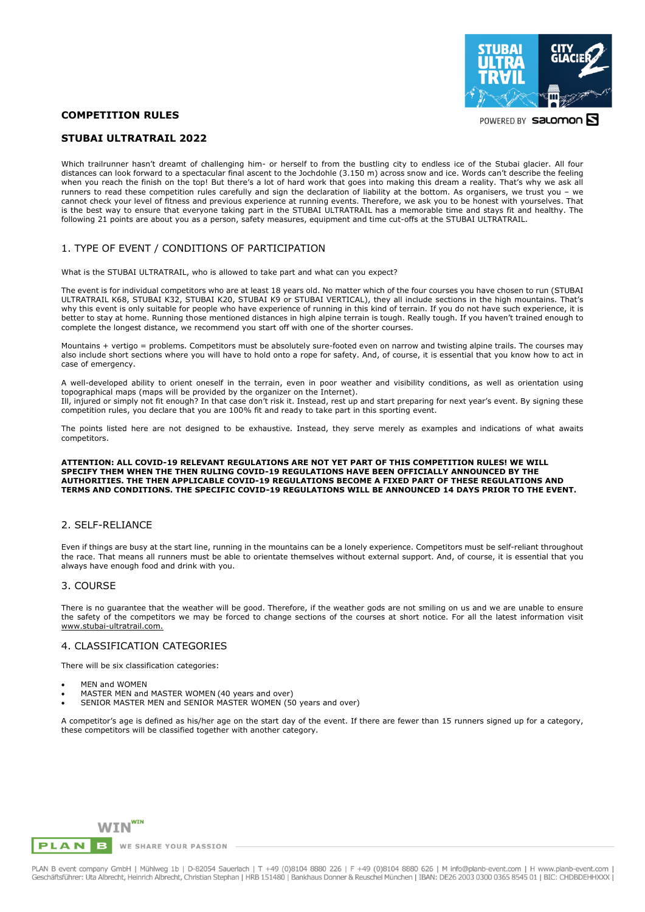# COMPETITION RULES

## STUBAI ULTRATRAIL 2022

Which trailrunner hasn't dreamt of challenging him- or herself to from the bustling city to endless ice of the Stubai glacier. All four distances can look forward to a spectacular final ascent to the Jochdohle (3.150 m) across snow and ice. Words can't describe the feeling when you reach the finish on the top! But there's a lot of hard work that goes into making this dream a reality. That's why we ask all runners to read these competition rules carefully and sign the declaration of liability at the bottom. As organisers, we trust you – we cannot check your level of fitness and previous experience at running events. Therefore, we ask you to be honest with yourselves. That is the best way to ensure that everyone taking part in the STUBAI ULTRATRAIL has a memorable time and stays fit and healthy. The following 21 points are about you as a person, safety measures, equipment and time cut-offs at the STUBAI ULTRATRAIL.

## 1. TYPE OF EVENT / CONDITIONS OF PARTICIPATION

What is the STUBAI ULTRATRAIL, who is allowed to take part and what can you expect?

The event is for individual competitors who are at least 18 years old. No matter which of the four courses you have chosen to run (STUBAI ULTRATRAIL K68, STUBAI K32, STUBAI K20, STUBAI K9 or STUBAI VERTICAL), they all include sections in the high mountains. That's why this event is only suitable for people who have experience of running in this kind of terrain. If you do not have such experience, it is better to stay at home. Running those mentioned distances in high alpine terrain is tough. Really tough. If you haven't trained enough to complete the longest distance, we recommend you start off with one of the shorter courses.

Mountains + vertigo = problems. Competitors must be absolutely sure-footed even on narrow and twisting alpine trails. The courses may also include short sections where you will have to hold onto a rope for safety. And, of course, it is essential that you know how to act in case of emergency.

A well-developed ability to orient oneself in the terrain, even in poor weather and visibility conditions, as well as orientation using topographical maps (maps will be provided by the organizer on the Internet).
Ill, injured or simply not fit enough? In that case don't risk it. Instead, rest up and start preparing for next year's event. By signing these competition rules, you declare that you are 100% fit and ready to take part in this sporting event.

The points listed here are not designed to be exhaustive. Instead, they serve merely as examples and indications of what awaits competitors.

**ATTENTION: ALL COVID-19 RELEVANT REGULATIONS ARE NOT YET PART OF THIS COMPETITION RULES! WE WILL SPECIFY THEM WHEN THE THEN RULING COVID-19 REGULATIONS HAVE BEEN OFFICIALLY ANNOUNCED BY THE AUTHORITIES. THE THEN APPLICABLE COVID-19 REGULATIONS BECOME A FIXED PART OF THESE REGULATIONS AND TERMS AND CONDITIONS. THE SPECIFIC COVID-19 REGULATIONS WILL BE ANNOUNCED 14 DAYS PRIOR TO THE EVENT.**

## 2. SELF-RELIANCE

Even if things are busy at the start line, running in the mountains can be a lonely experience. Competitors must be self-reliant throughout the race. That means all runners must be able to orientate themselves without external support. And, of course, it is essential that you always have enough food and drink with you.

## 3. COURSE

There is no guarantee that the weather will be good. Therefore, if the weather gods are not smiling on us and we are unable to ensure the safety of the competitors we may be forced to change sections of the courses at short notice. For all the latest information visit www.stubai-ultratrail.com.

## 4. CLASSIFICATION CATEGORIES

There will be six classification categories:

- MEN and WOMEN
- MASTER MEN and MASTER WOMEN (40 years and over)
- SENIOR MASTER MEN and SENIOR MASTER WOMEN (50 years and over)

A competitor's age is defined as his/her age on the start day of the event. If there are fewer than 15 runners signed up for a category, these competitors will be classified together with another category.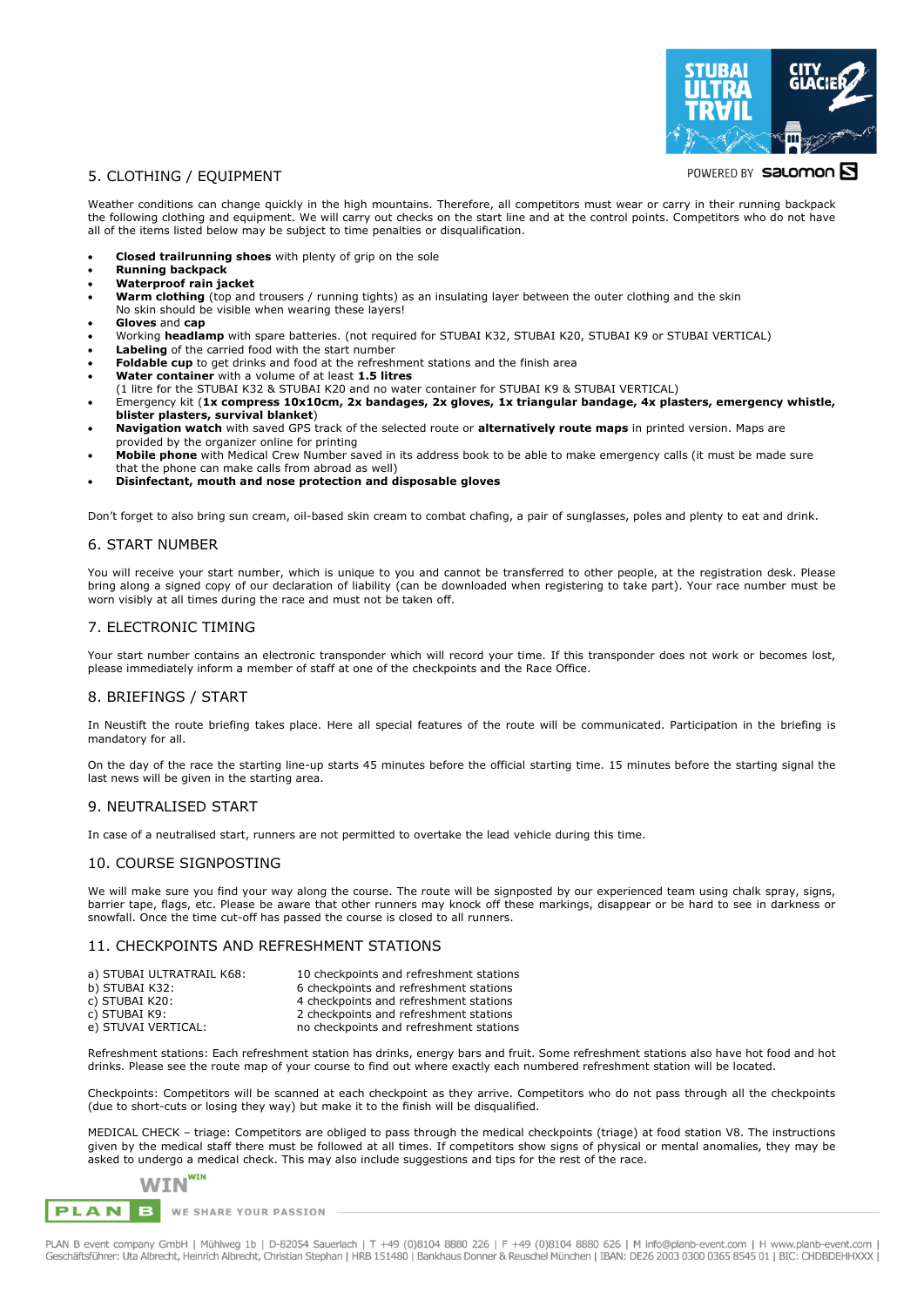## 5. CLOTHING / EQUIPMENT

Weather conditions can change quickly in the high mountains. Therefore, all competitors must wear or carry in their running backpack the following clothing and equipment. We will carry out checks on the start line and at the control points. Competitors who do not have all of the items listed below may be subject to time penalties or disqualification.

- **Closed trailrunning shoes** with plenty of grip on the sole
- **Running backpack**
- **Waterproof rain jacket**
- **Warm clothing** (top and trousers / running tights) as an insulating layer between the outer clothing and the skin
  No skin should be visible when wearing these layers!
- **Gloves** and **cap**
- Working **headlamp** with spare batteries. (not required for STUBAI K32, STUBAI K20, STUBAI K9 or STUBAI VERTICAL)
- **Labeling** of the carried food with the start number
- **Foldable cup** to get drinks and food at the refreshment stations and the finish area
- **Water container** with a volume of at least **1.5 litres**
  (1 litre for the STUBAI K32 & STUBAI K20 and no water container for STUBAI K9 & STUBAI VERTICAL)
- Emergency kit (**1x compress 10x10cm, 2x bandages, 2x gloves, 1x triangular bandage, 4x plasters, emergency whistle, blister plasters, survival blanket**)
- **Navigation watch** with saved GPS track of the selected route or **alternatively route maps** in printed version. Maps are provided by the organizer online for printing
- **Mobile phone** with Medical Crew Number saved in its address book to be able to make emergency calls (it must be made sure that the phone can make calls from abroad as well)
- **Disinfectant, mouth and nose protection and disposable gloves**

Don't forget to also bring sun cream, oil-based skin cream to combat chafing, a pair of sunglasses, poles and plenty to eat and drink.

## 6. START NUMBER

You will receive your start number, which is unique to you and cannot be transferred to other people, at the registration desk. Please bring along a signed copy of our declaration of liability (can be downloaded when registering to take part). Your race number must be worn visibly at all times during the race and must not be taken off.

## 7. ELECTRONIC TIMING

Your start number contains an electronic transponder which will record your time. If this transponder does not work or becomes lost, please immediately inform a member of staff at one of the checkpoints and the Race Office.

## 8. BRIEFINGS / START

In Neustift the route briefing takes place. Here all special features of the route will be communicated. Participation in the briefing is mandatory for all.

On the day of the race the starting line-up starts 45 minutes before the official starting time. 15 minutes before the starting signal the last news will be given in the starting area.

## 9. NEUTRALISED START

In case of a neutralised start, runners are not permitted to overtake the lead vehicle during this time.

## 10. COURSE SIGNPOSTING

We will make sure you find your way along the course. The route will be signposted by our experienced team using chalk spray, signs, barrier tape, flags, etc. Please be aware that other runners may knock off these markings, disappear or be hard to see in darkness or snowfall. Once the time cut-off has passed the course is closed to all runners.

## 11. CHECKPOINTS AND REFRESHMENT STATIONS

| | |
|---|---|
| a) STUBAI ULTRATRAIL K68: | 10 checkpoints and refreshment stations |
| b) STUBAI K32: | 6 checkpoints and refreshment stations |
| c) STUBAI K20: | 4 checkpoints and refreshment stations |
| c) STUBAI K9: | 2 checkpoints and refreshment stations |
| e) STUVAI VERTICAL: | no checkpoints and refreshment stations |

Refreshment stations: Each refreshment station has drinks, energy bars and fruit. Some refreshment stations also have hot food and hot drinks. Please see the route map of your course to find out where exactly each numbered refreshment station will be located.

Checkpoints: Competitors will be scanned at each checkpoint as they arrive. Competitors who do not pass through all the checkpoints (due to short-cuts or losing they way) but make it to the finish will be disqualified.

MEDICAL CHECK – triage: Competitors are obliged to pass through the medical checkpoints (triage) at food station V8. The instructions given by the medical staff there must be followed at all times. If competitors show signs of physical or mental anomalies, they may be asked to undergo a medical check. This may also include suggestions and tips for the rest of the race.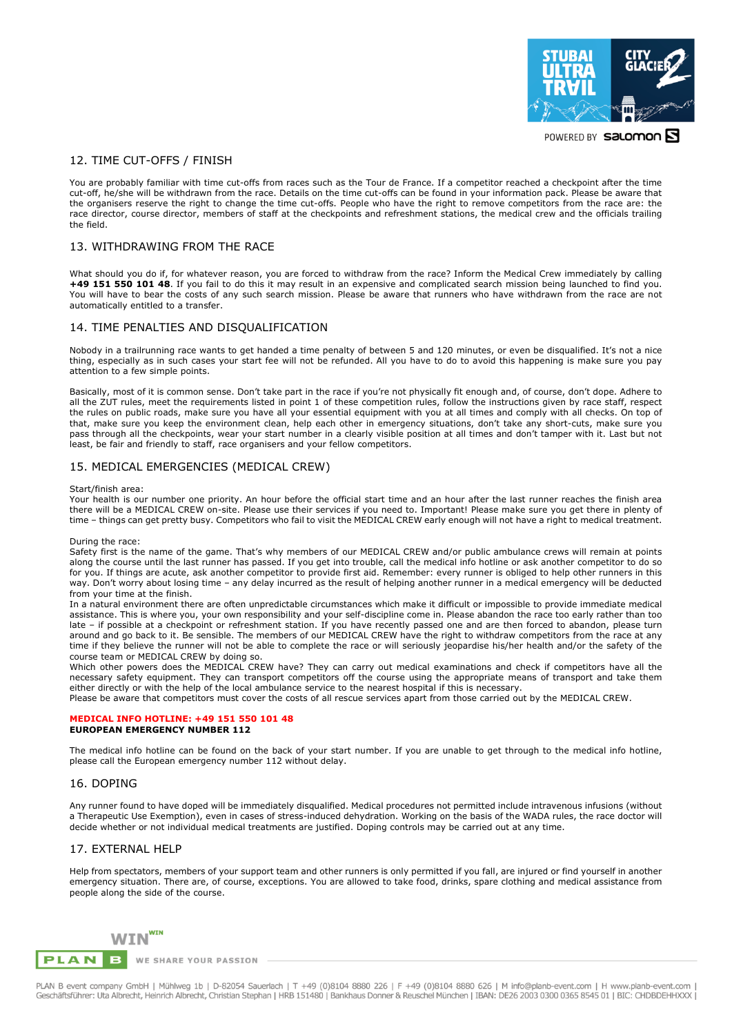## 12. TIME CUT-OFFS / FINISH

You are probably familiar with time cut-offs from races such as the Tour de France. If a competitor reached a checkpoint after the time cut-off, he/she will be withdrawn from the race. Details on the time cut-offs can be found in your information pack. Please be aware that the organisers reserve the right to change the time cut-offs. People who have the right to remove competitors from the race are: the race director, course director, members of staff at the checkpoints and refreshment stations, the medical crew and the officials trailing the field.

## 13. WITHDRAWING FROM THE RACE

What should you do if, for whatever reason, you are forced to withdraw from the race? Inform the Medical Crew immediately by calling **+49 151 550 101 48**. If you fail to do this it may result in an expensive and complicated search mission being launched to find you. You will have to bear the costs of any such search mission. Please be aware that runners who have withdrawn from the race are not automatically entitled to a transfer.

## 14. TIME PENALTIES AND DISQUALIFICATION

Nobody in a trailrunning race wants to get handed a time penalty of between 5 and 120 minutes, or even be disqualified. It's not a nice thing, especially as in such cases your start fee will not be refunded. All you have to do to avoid this happening is make sure you pay attention to a few simple points.

Basically, most of it is common sense. Don't take part in the race if you're not physically fit enough and, of course, don't dope. Adhere to all the ZUT rules, meet the requirements listed in point 1 of these competition rules, follow the instructions given by race staff, respect the rules on public roads, make sure you have all your essential equipment with you at all times and comply with all checks. On top of that, make sure you keep the environment clean, help each other in emergency situations, don't take any short-cuts, make sure you pass through all the checkpoints, wear your start number in a clearly visible position at all times and don't tamper with it. Last but not least, be fair and friendly to staff, race organisers and your fellow competitors.

## 15. MEDICAL EMERGENCIES (MEDICAL CREW)

Start/finish area:
Your health is our number one priority. An hour before the official start time and an hour after the last runner reaches the finish area there will be a MEDICAL CREW on-site. Please use their services if you need to. Important! Please make sure you get there in plenty of time – things can get pretty busy. Competitors who fail to visit the MEDICAL CREW early enough will not have a right to medical treatment.

During the race:
Safety first is the name of the game. That's why members of our MEDICAL CREW and/or public ambulance crews will remain at points along the course until the last runner has passed. If you get into trouble, call the medical info hotline or ask another competitor to do so for you. If things are acute, ask another competitor to provide first aid. Remember: every runner is obliged to help other runners in this way. Don't worry about losing time – any delay incurred as the result of helping another runner in a medical emergency will be deducted from your time at the finish.
In a natural environment there are often unpredictable circumstances which make it difficult or impossible to provide immediate medical assistance. This is where you, your own responsibility and your self-discipline come in. Please abandon the race too early rather than too late – if possible at a checkpoint or refreshment station. If you have recently passed one and are then forced to abandon, please turn around and go back to it. Be sensible. The members of our MEDICAL CREW have the right to withdraw competitors from the race at any time if they believe the runner will not be able to complete the race or will seriously jeopardise his/her health and/or the safety of the course team or MEDICAL CREW by doing so.
Which other powers does the MEDICAL CREW have? They can carry out medical examinations and check if competitors have all the necessary safety equipment. They can transport competitors off the course using the appropriate means of transport and take them either directly or with the help of the local ambulance service to the nearest hospital if this is necessary.
Please be aware that competitors must cover the costs of all rescue services apart from those carried out by the MEDICAL CREW.

**MEDICAL INFO HOTLINE: +49 151 550 101 48**
**EUROPEAN EMERGENCY NUMBER 112**

The medical info hotline can be found on the back of your start number. If you are unable to get through to the medical info hotline, please call the European emergency number 112 without delay.

## 16. DOPING

Any runner found to have doped will be immediately disqualified. Medical procedures not permitted include intravenous infusions (without a Therapeutic Use Exemption), even in cases of stress-induced dehydration. Working on the basis of the WADA rules, the race doctor will decide whether or not individual medical treatments are justified. Doping controls may be carried out at any time.

## 17. EXTERNAL HELP

Help from spectators, members of your support team and other runners is only permitted if you fall, are injured or find yourself in another emergency situation. There are, of course, exceptions. You are allowed to take food, drinks, spare clothing and medical assistance from people along the side of the course.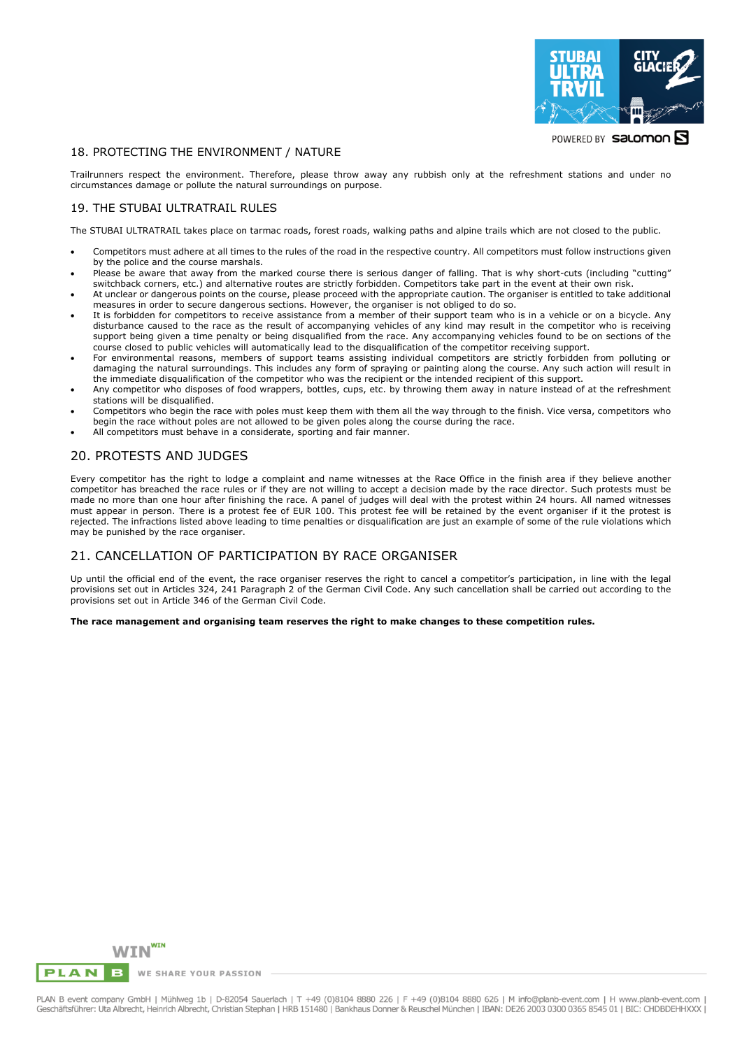## 18. PROTECTING THE ENVIRONMENT / NATURE

Trailrunners respect the environment. Therefore, please throw away any rubbish only at the refreshment stations and under no circumstances damage or pollute the natural surroundings on purpose.

## 19. THE STUBAI ULTRATRAIL RULES

The STUBAI ULTRATRAIL takes place on tarmac roads, forest roads, walking paths and alpine trails which are not closed to the public.

- Competitors must adhere at all times to the rules of the road in the respective country. All competitors must follow instructions given by the police and the course marshals.
- Please be aware that away from the marked course there is serious danger of falling. That is why short-cuts (including "cutting" switchback corners, etc.) and alternative routes are strictly forbidden. Competitors take part in the event at their own risk.
- At unclear or dangerous points on the course, please proceed with the appropriate caution. The organiser is entitled to take additional measures in order to secure dangerous sections. However, the organiser is not obliged to do so.
- It is forbidden for competitors to receive assistance from a member of their support team who is in a vehicle or on a bicycle. Any disturbance caused to the race as the result of accompanying vehicles of any kind may result in the competitor who is receiving support being given a time penalty or being disqualified from the race. Any accompanying vehicles found to be on sections of the course closed to public vehicles will automatically lead to the disqualification of the competitor receiving support.
- For environmental reasons, members of support teams assisting individual competitors are strictly forbidden from polluting or damaging the natural surroundings. This includes any form of spraying or painting along the course. Any such action will result in the immediate disqualification of the competitor who was the recipient or the intended recipient of this support.
- Any competitor who disposes of food wrappers, bottles, cups, etc. by throwing them away in nature instead of at the refreshment stations will be disqualified.
- Competitors who begin the race with poles must keep them with them all the way through to the finish. Vice versa, competitors who begin the race without poles are not allowed to be given poles along the course during the race.
- All competitors must behave in a considerate, sporting and fair manner.

## 20. PROTESTS AND JUDGES

Every competitor has the right to lodge a complaint and name witnesses at the Race Office in the finish area if they believe another competitor has breached the race rules or if they are not willing to accept a decision made by the race director. Such protests must be made no more than one hour after finishing the race. A panel of judges will deal with the protest within 24 hours. All named witnesses must appear in person. There is a protest fee of EUR 100. This protest fee will be retained by the event organiser if it the protest is rejected. The infractions listed above leading to time penalties or disqualification are just an example of some of the rule violations which may be punished by the race organiser.

## 21. CANCELLATION OF PARTICIPATION BY RACE ORGANISER

Up until the official end of the event, the race organiser reserves the right to cancel a competitor's participation, in line with the legal provisions set out in Articles 324, 241 Paragraph 2 of the German Civil Code. Any such cancellation shall be carried out according to the provisions set out in Article 346 of the German Civil Code.

**The race management and organising team reserves the right to make changes to these competition rules.**